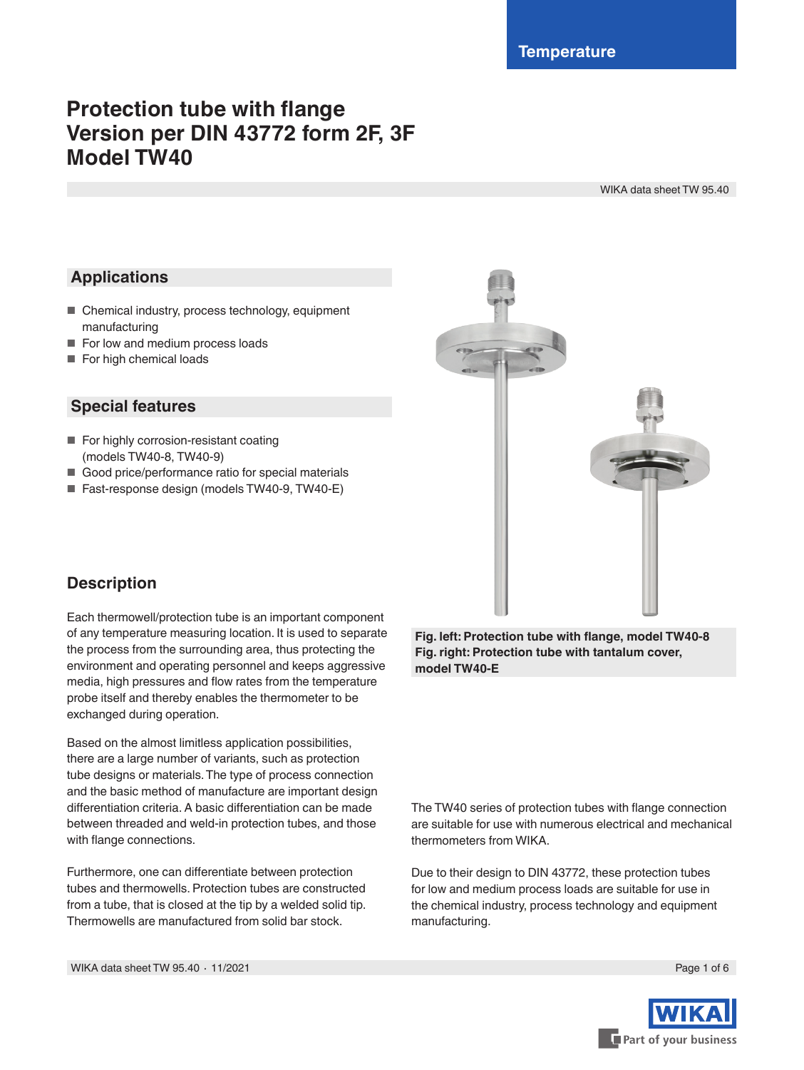Temperature

# Protection tube with flange
# Version per DIN 43772 form 2F, 3F
# Model TW40

WIKA data sheet TW 95.40

## Applications

- Chemical industry, process technology, equipment manufacturing
- For low and medium process loads
- For high chemical loads

## Special features

- For highly corrosion-resistant coating (models TW40-8, TW40-9)
- Good price/performance ratio for special materials
- Fast-response design (models TW40-9, TW40-E)

**Fig. left: Protection tube with flange, model TW40-8**
**Fig. right: Protection tube with tantalum cover, model TW40-E**

## Description

Each thermowell/protection tube is an important component of any temperature measuring location. It is used to separate the process from the surrounding area, thus protecting the environment and operating personnel and keeps aggressive media, high pressures and flow rates from the temperature probe itself and thereby enables the thermometer to be exchanged during operation.

Based on the almost limitless application possibilities, there are a large number of variants, such as protection tube designs or materials. The type of process connection and the basic method of manufacture are important design differentiation criteria. A basic differentiation can be made between threaded and weld-in protection tubes, and those with flange connections.

Furthermore, one can differentiate between protection tubes and thermowells. Protection tubes are constructed from a tube, that is closed at the tip by a welded solid tip. Thermowells are manufactured from solid bar stock.

The TW40 series of protection tubes with flange connection are suitable for use with numerous electrical and mechanical thermometers from WIKA.

Due to their design to DIN 43772, these protection tubes for low and medium process loads are suitable for use in the chemical industry, process technology and equipment manufacturing.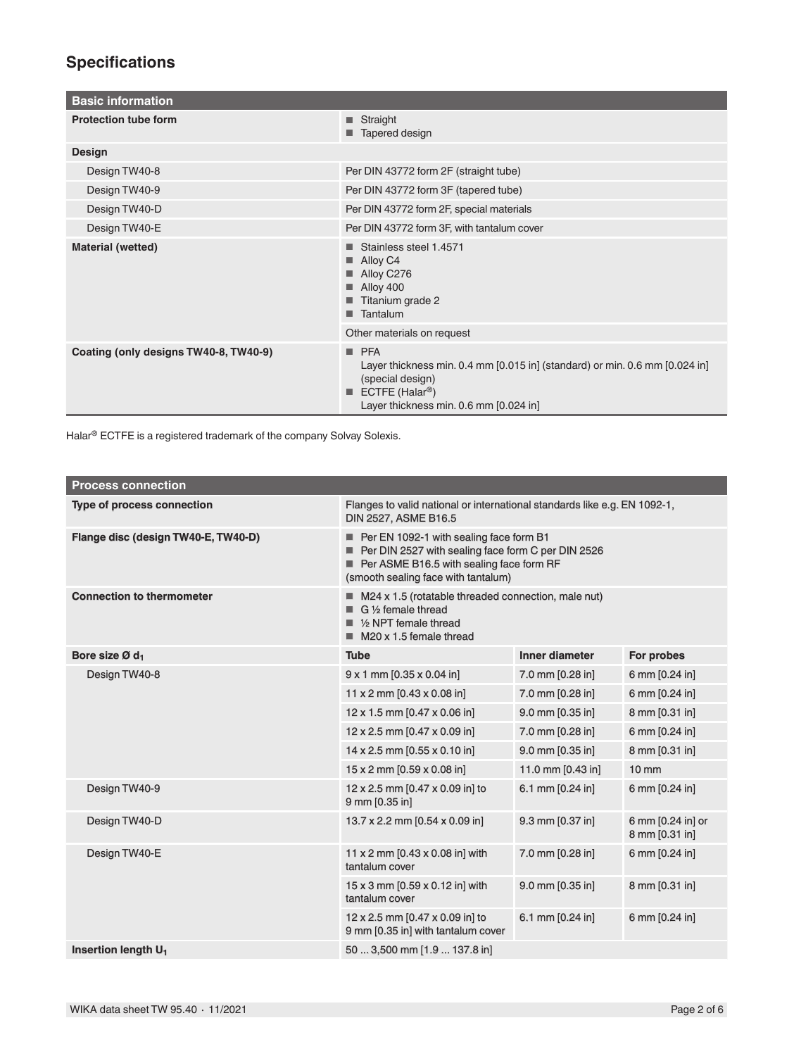## Specifications

| Basic information | |
|---|---|
| **Protection tube form** | ■ Straight<br>■ Tapered design |
| **Design** | |
| Design TW40-8 | Per DIN 43772 form 2F (straight tube) |
| Design TW40-9 | Per DIN 43772 form 3F (tapered tube) |
| Design TW40-D | Per DIN 43772 form 2F, special materials |
| Design TW40-E | Per DIN 43772 form 3F, with tantalum cover |
| **Material (wetted)** | ■ Stainless steel 1.4571<br>■ Alloy C4<br>■ Alloy C276<br>■ Alloy 400<br>■ Titanium grade 2<br>■ Tantalum |
| | Other materials on request |
| **Coating (only designs TW40-8, TW40-9)** | ■ PFA<br>Layer thickness min. 0.4 mm [0.015 in] (standard) or min. 0.6 mm [0.024 in] (special design)<br>■ ECTFE (Halar®)<br>Layer thickness min. 0.6 mm [0.024 in] |

Halar® ECTFE is a registered trademark of the company Solvay Solexis.

| Process connection | | | |
|---|---|---|---|
| **Type of process connection** | Flanges to valid national or international standards like e.g. EN 1092-1, DIN 2527, ASME B16.5 | | |
| **Flange disc (design TW40-E, TW40-D)** | ■ Per EN 1092-1 with sealing face form B1<br>■ Per DIN 2527 with sealing face form C per DIN 2526<br>■ Per ASME B16.5 with sealing face form RF<br>(smooth sealing face with tantalum) | | |
| **Connection to thermometer** | ■ M24 x 1.5 (rotatable threaded connection, male nut)<br>■ G ½ female thread<br>■ ½ NPT female thread<br>■ M20 x 1.5 female thread | | |
| **Bore size Ø $d_1$** | **Tube** | **Inner diameter** | **For probes** |
| Design TW40-8 | 9 x 1 mm [0.35 x 0.04 in] | 7.0 mm [0.28 in] | 6 mm [0.24 in] |
| | 11 x 2 mm [0.43 x 0.08 in] | 7.0 mm [0.28 in] | 6 mm [0.24 in] |
| | 12 x 1.5 mm [0.47 x 0.06 in] | 9.0 mm [0.35 in] | 8 mm [0.31 in] |
| | 12 x 2.5 mm [0.47 x 0.09 in] | 7.0 mm [0.28 in] | 6 mm [0.24 in] |
| | 14 x 2.5 mm [0.55 x 0.10 in] | 9.0 mm [0.35 in] | 8 mm [0.31 in] |
| | 15 x 2 mm [0.59 x 0.08 in] | 11.0 mm [0.43 in] | 10 mm |
| Design TW40-9 | 12 x 2.5 mm [0.47 x 0.09 in] to 9 mm [0.35 in] | 6.1 mm [0.24 in] | 6 mm [0.24 in] |
| Design TW40-D | 13.7 x 2.2 mm [0.54 x 0.09 in] | 9.3 mm [0.37 in] | 6 mm [0.24 in] or 8 mm [0.31 in] |
| Design TW40-E | 11 x 2 mm [0.43 x 0.08 in] with tantalum cover | 7.0 mm [0.28 in] | 6 mm [0.24 in] |
| | 15 x 3 mm [0.59 x 0.12 in] with tantalum cover | 9.0 mm [0.35 in] | 8 mm [0.31 in] |
| | 12 x 2.5 mm [0.47 x 0.09 in] to 9 mm [0.35 in] with tantalum cover | 6.1 mm [0.24 in] | 6 mm [0.24 in] |
| **Insertion length $U_1$** | 50 ... 3,500 mm [1.9 ... 137.8 in] | | |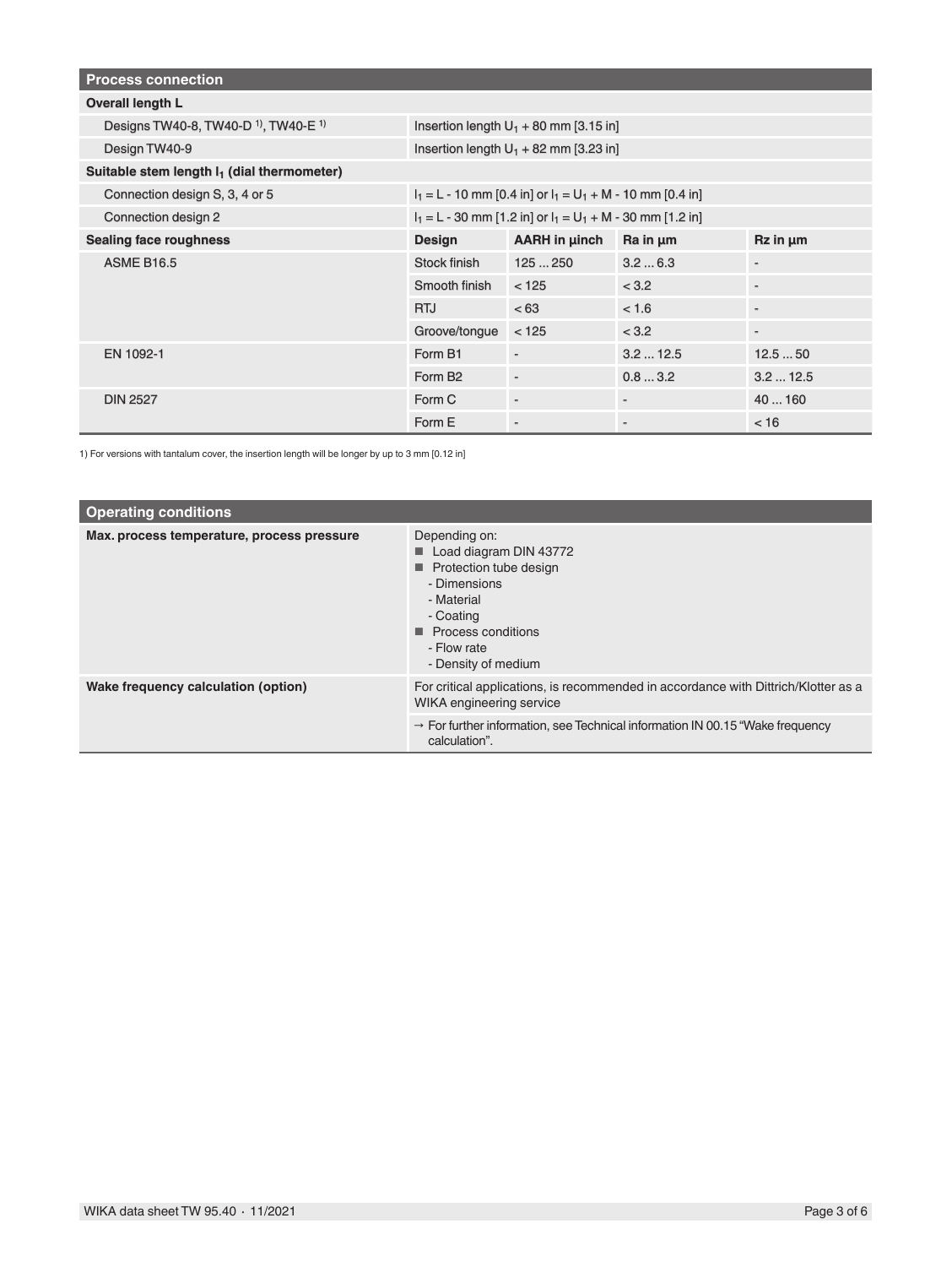## Process connection

| Overall length L | | | | |
|---|---|---|---|---|
| Designs TW40-8, TW40-D [1], TW40-E [1] | Insertion length $U_1$ + 80 mm [3.15 in] | | | |
| Design TW40-9 | Insertion length $U_1$ + 82 mm [3.23 in] | | | |
| **Suitable stem length $l_1$ (dial thermometer)** | | | | |
| Connection design S, 3, 4 or 5 | $l_1$ = L - 10 mm [0.4 in] or $l_1$ = $U_1$ + M - 10 mm [0.4 in] | | | |
| Connection design 2 | $l_1$ = L - 30 mm [1.2 in] or $l_1$ = $U_1$ + M - 30 mm [1.2 in] | | | |
| **Sealing face roughness** | **Design** | **AARH in µinch** | **Ra in µm** | **Rz in µm** |
| ASME B16.5 | Stock finish | 125 ... 250 | 3.2 ... 6.3 | - |
| | Smooth finish | < 125 | < 3.2 | - |
| | RTJ | < 63 | < 1.6 | - |
| | Groove/tongue | < 125 | < 3.2 | - |
| EN 1092-1 | Form B1 | - | 3.2 ... 12.5 | 12.5 ... 50 |
| | Form B2 | - | 0.8 ... 3.2 | 3.2 ... 12.5 |
| DIN 2527 | Form C | - | - | 40 ... 160 |
| | Form E | - | - | < 16 |

1) For versions with tantalum cover, the insertion length will be longer by up to 3 mm [0.12 in]

## Operating conditions

| | |
|---|---|
| **Max. process temperature, process pressure** | Depending on:<br>■ Load diagram DIN 43772<br>■ Protection tube design<br>- Dimensions<br>- Material<br>- Coating<br>■ Process conditions<br>- Flow rate<br>- Density of medium |
| **Wake frequency calculation (option)** | For critical applications, is recommended in accordance with Dittrich/Klotter as a WIKA engineering service |
| | → For further information, see Technical information IN 00.15 "Wake frequency calculation". |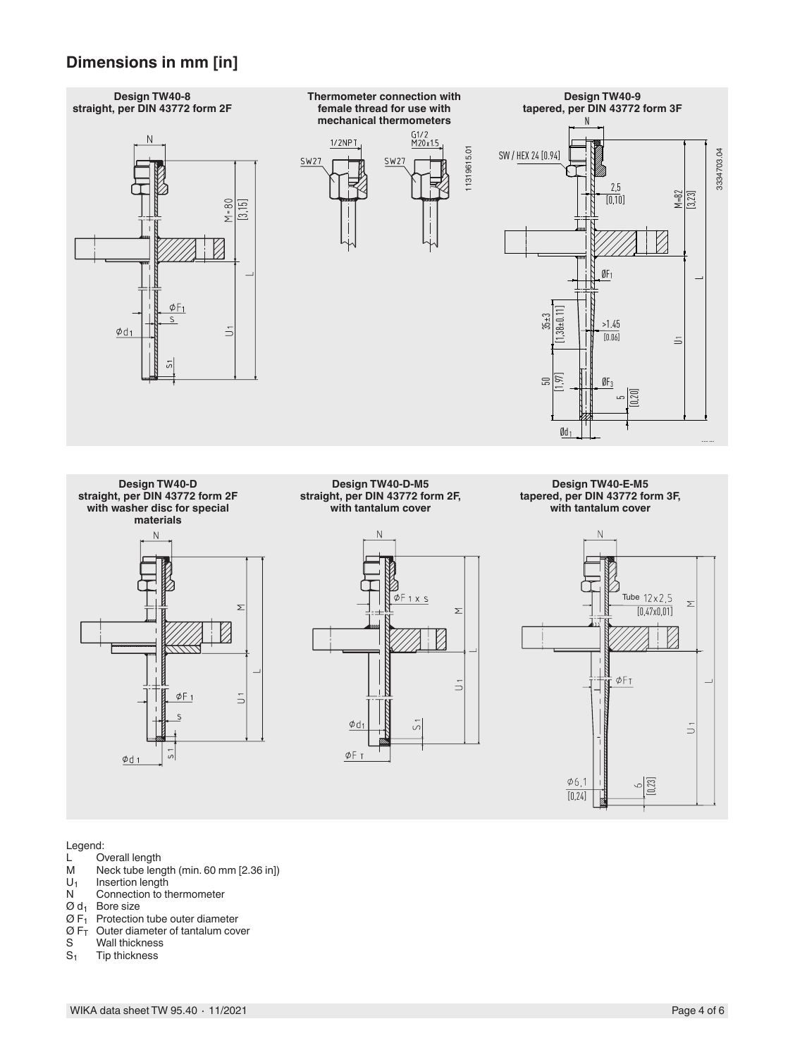## Dimensions in mm [in]

**Design TW40-8**
**straight, per DIN 43772 form 2F**

**Thermometer connection with female thread for use with mechanical thermometers**

**Design TW40-9**
**tapered, per DIN 43772 form 3F**

**Design TW40-D**
**straight, per DIN 43772 form 2F with washer disc for special materials**

**Design TW40-D-M5**
**straight, per DIN 43772 form 2F, with tantalum cover**

**Design TW40-E-M5**
**tapered, per DIN 43772 form 3F, with tantalum cover**

Legend:

- L Overall length
- M Neck tube length (min. 60 mm [2.36 in])
- $U_1$ Insertion length
- N Connection to thermometer
- Ø $d_1$ Bore size
- Ø $F_1$ Protection tube outer diameter
- Ø $F_T$ Outer diameter of tantalum cover
- S Wall thickness
- $S_1$ Tip thickness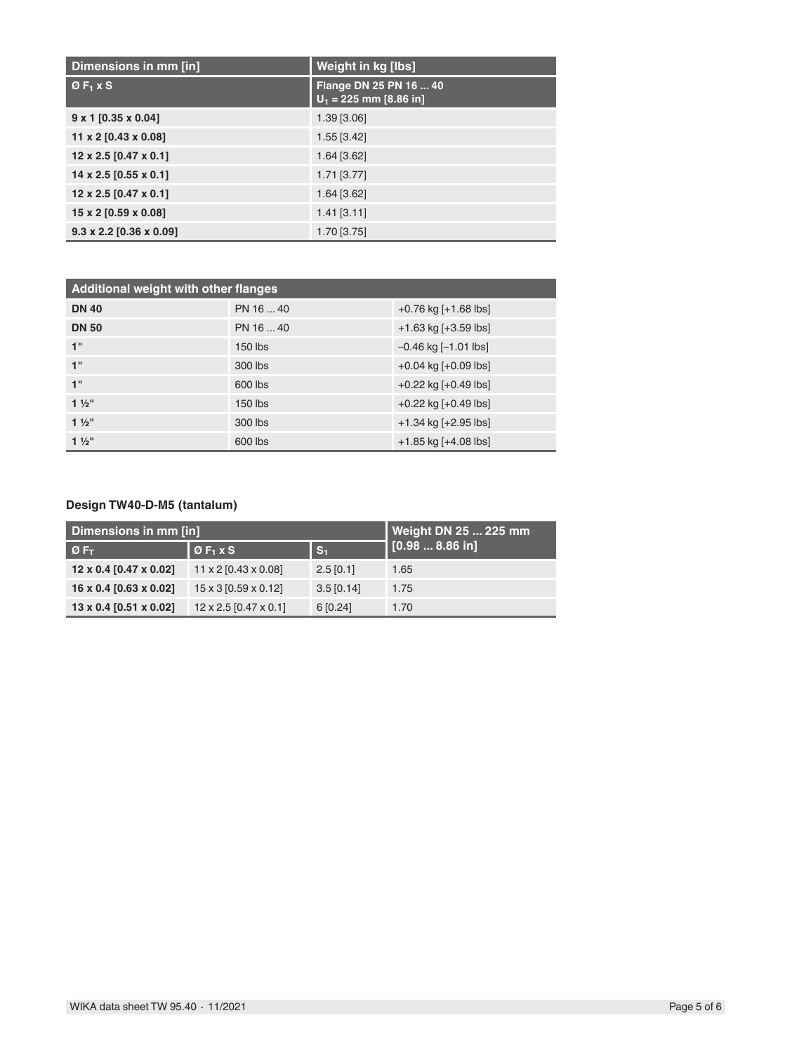| Dimensions in mm [in] | Weight in kg [lbs] |
| --- | --- |
| Ø $F_1$ x S | Flange DN 25 PN 16 ... 40 $U_1$ = 225 mm [8.86 in] |
| **9 x 1 [0.35 x 0.04]** | 1.39 [3.06] |
| **11 x 2 [0.43 x 0.08]** | 1.55 [3.42] |
| **12 x 2.5 [0.47 x 0.1]** | 1.64 [3.62] |
| **14 x 2.5 [0.55 x 0.1]** | 1.71 [3.77] |
| **12 x 2.5 [0.47 x 0.1]** | 1.64 [3.62] |
| **15 x 2 [0.59 x 0.08]** | 1.41 [3.11] |
| **9.3 x 2.2 [0.36 x 0.09]** | 1.70 [3.75] |

| Additional weight with other flanges | | |
| --- | --- | --- |
| **DN 40** | PN 16 ... 40 | +0.76 kg [+1.68 lbs] |
| **DN 50** | PN 16 ... 40 | +1.63 kg [+3.59 lbs] |
| **1"** | 150 lbs | –0.46 kg [–1.01 lbs] |
| **1"** | 300 lbs | +0.04 kg [+0.09 lbs] |
| **1"** | 600 lbs | +0.22 kg [+0.49 lbs] |
| **1 ½"** | 150 lbs | +0.22 kg [+0.49 lbs] |
| **1 ½"** | 300 lbs | +1.34 kg [+2.95 lbs] |
| **1 ½"** | 600 lbs | +1.85 kg [+4.08 lbs] |

**Design TW40-D-M5 (tantalum)**

| Dimensions in mm [in] | | | Weight DN 25 ... 225 mm [0.98 ... 8.86 in] |
| --- | --- | --- | --- |
| Ø $F_T$ | Ø $F_1$ x S | $S_1$ | |
| **12 x 0.4 [0.47 x 0.02]** | 11 x 2 [0.43 x 0.08] | 2.5 [0.1] | 1.65 |
| **16 x 0.4 [0.63 x 0.02]** | 15 x 3 [0.59 x 0.12] | 3.5 [0.14] | 1.75 |
| **13 x 0.4 [0.51 x 0.02]** | 12 x 2.5 [0.47 x 0.1] | 6 [0.24] | 1.70 |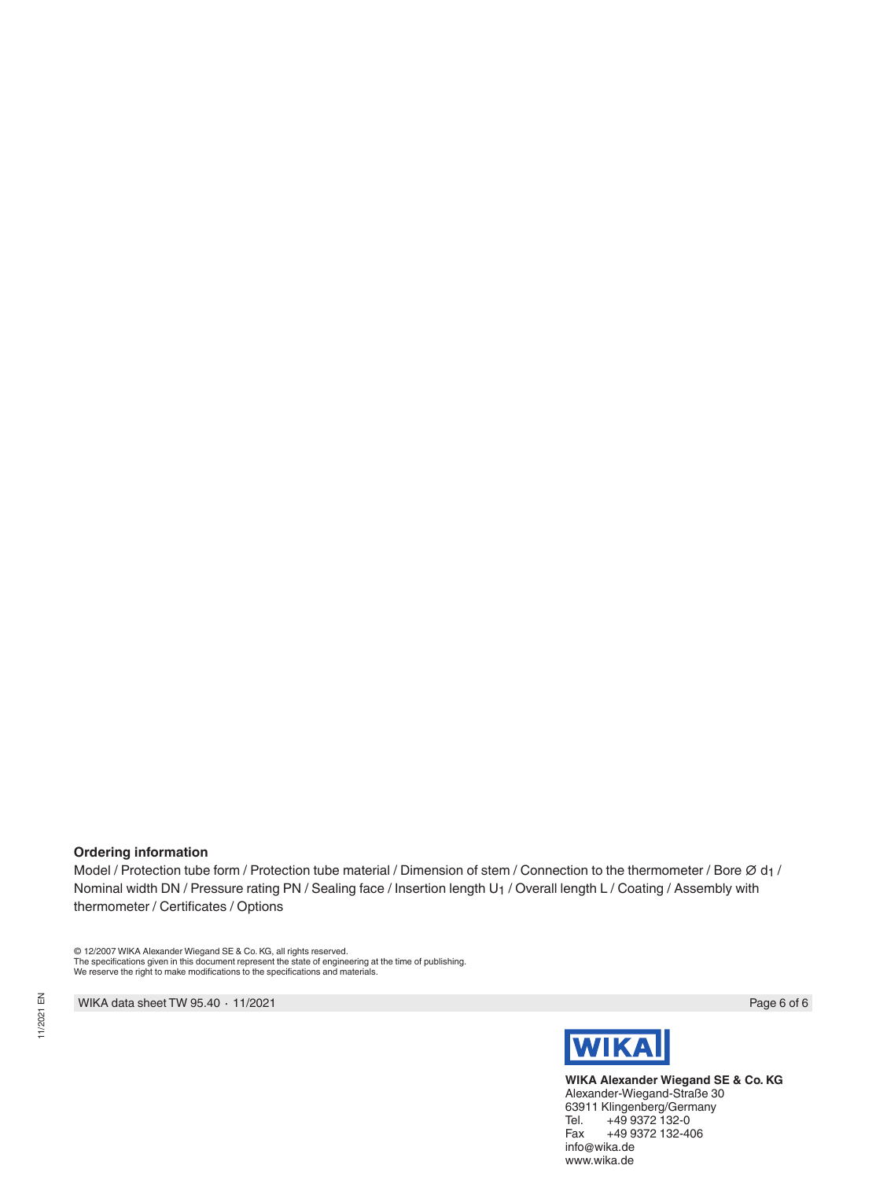**Ordering information**

Model / Protection tube form / Protection tube material / Dimension of stem / Connection to the thermometer / Bore Ø $d_1$ / Nominal width DN / Pressure rating PN / Sealing face / Insertion length $U_1$ / Overall length L / Coating / Assembly with thermometer / Certificates / Options

© 12/2007 WIKA Alexander Wiegand SE & Co. KG, all rights reserved.
The specifications given in this document represent the state of engineering at the time of publishing.
We reserve the right to make modifications to the specifications and materials.

**WIKA Alexander Wiegand SE & Co. KG**
Alexander-Wiegand-Straße 30
63911 Klingenberg/Germany
Tel. +49 9372 132-0
Fax +49 9372 132-406
info@wika.de
www.wika.de